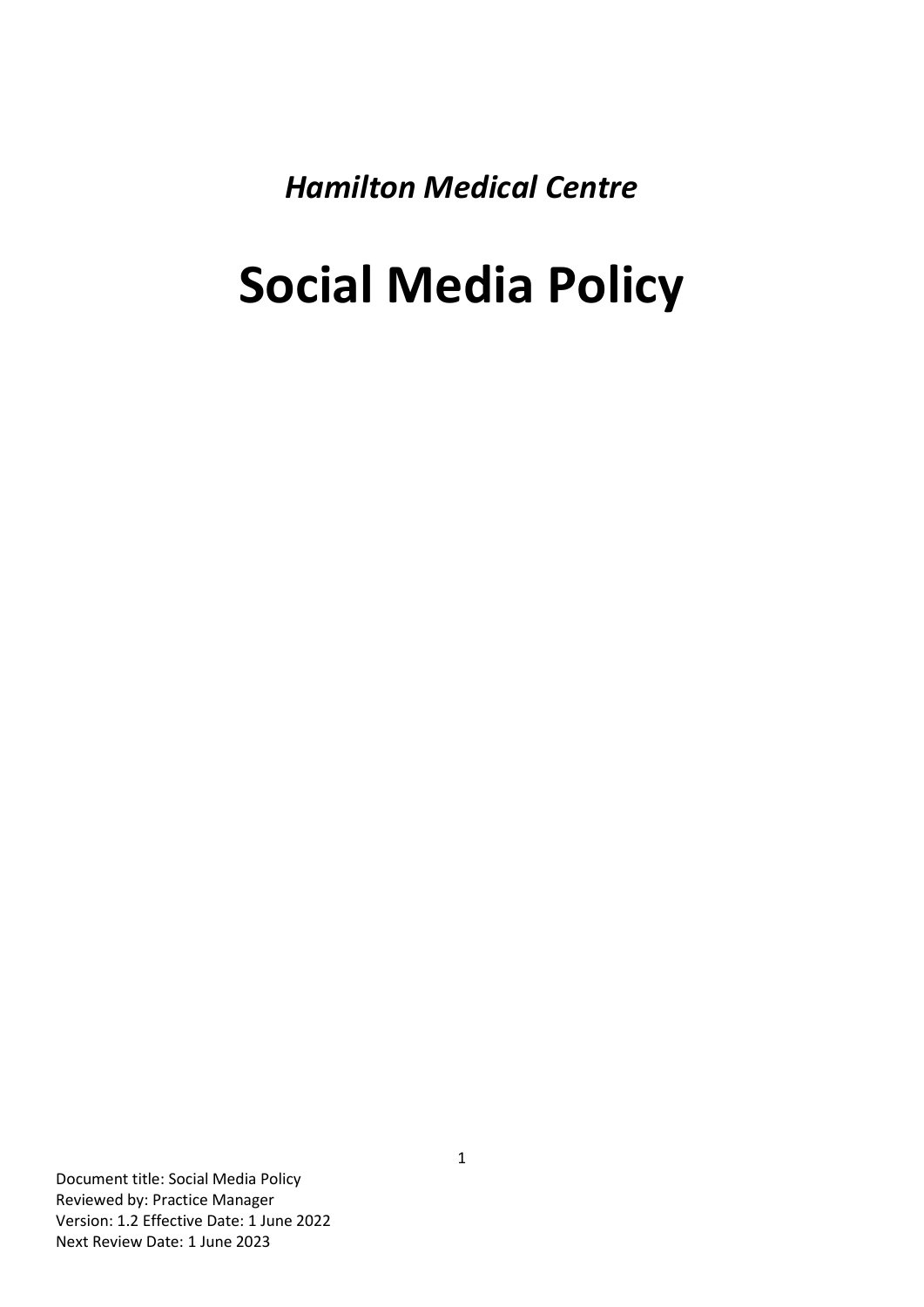*Hamilton Medical Centre*

# Social Media Policy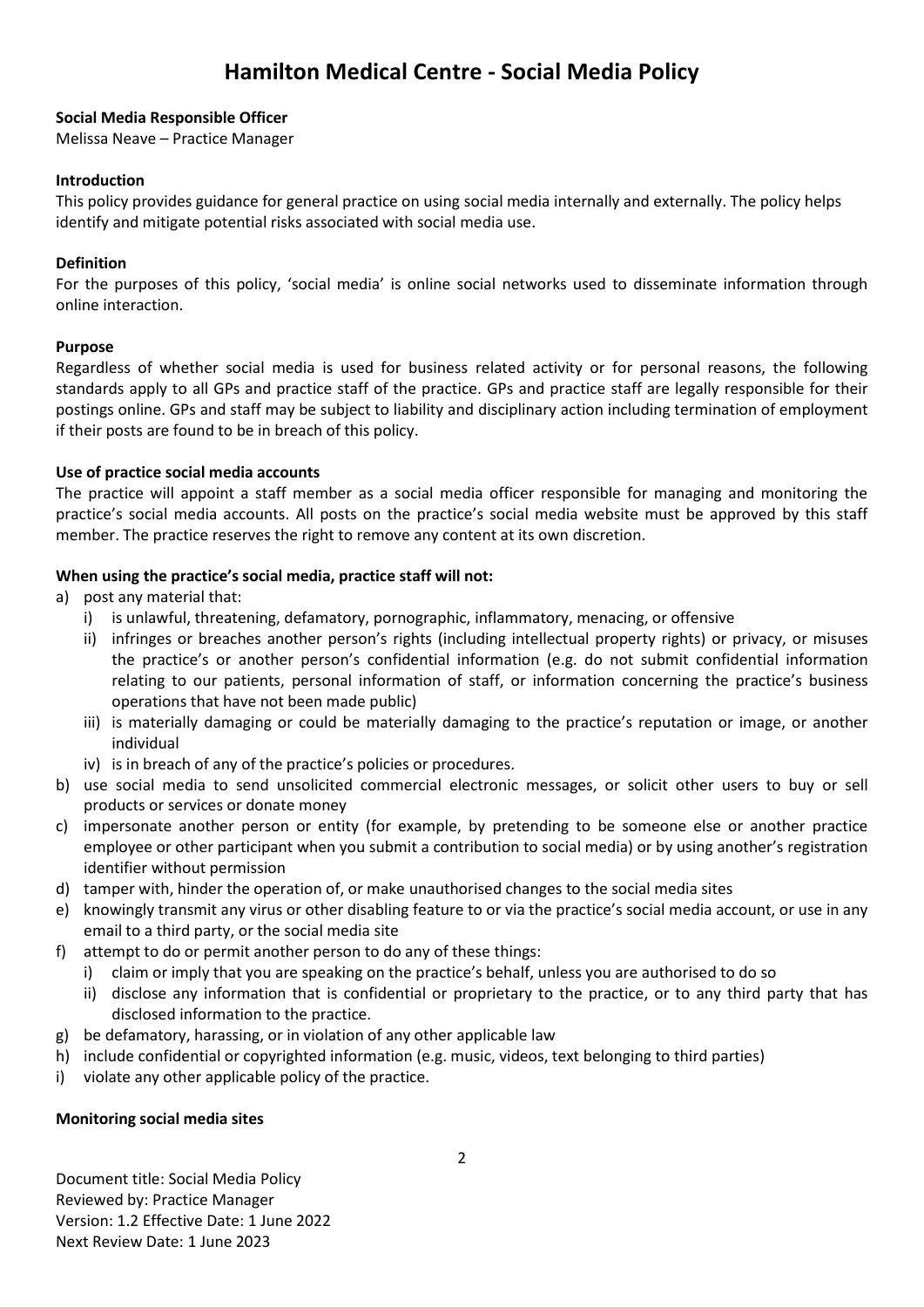# Hamilton Medical Centre - Social Media Policy

**Social Media Responsible Officer**
Melissa Neave – Practice Manager

**Introduction**
This policy provides guidance for general practice on using social media internally and externally. The policy helps identify and mitigate potential risks associated with social media use.

**Definition**
For the purposes of this policy, 'social media' is online social networks used to disseminate information through online interaction.

**Purpose**
Regardless of whether social media is used for business related activity or for personal reasons, the following standards apply to all GPs and practice staff of the practice. GPs and practice staff are legally responsible for their postings online. GPs and staff may be subject to liability and disciplinary action including termination of employment if their posts are found to be in breach of this policy.

**Use of practice social media accounts**
The practice will appoint a staff member as a social media officer responsible for managing and monitoring the practice's social media accounts. All posts on the practice's social media website must be approved by this staff member. The practice reserves the right to remove any content at its own discretion.

**When using the practice's social media, practice staff will not:**

a) post any material that:
   i) is unlawful, threatening, defamatory, pornographic, inflammatory, menacing, or offensive
   ii) infringes or breaches another person's rights (including intellectual property rights) or privacy, or misuses the practice's or another person's confidential information (e.g. do not submit confidential information relating to our patients, personal information of staff, or information concerning the practice's business operations that have not been made public)
   iii) is materially damaging or could be materially damaging to the practice's reputation or image, or another individual
   iv) is in breach of any of the practice's policies or procedures.
b) use social media to send unsolicited commercial electronic messages, or solicit other users to buy or sell products or services or donate money
c) impersonate another person or entity (for example, by pretending to be someone else or another practice employee or other participant when you submit a contribution to social media) or by using another's registration identifier without permission
d) tamper with, hinder the operation of, or make unauthorised changes to the social media sites
e) knowingly transmit any virus or other disabling feature to or via the practice's social media account, or use in any email to a third party, or the social media site
f) attempt to do or permit another person to do any of these things:
   i) claim or imply that you are speaking on the practice's behalf, unless you are authorised to do so
   ii) disclose any information that is confidential or proprietary to the practice, or to any third party that has disclosed information to the practice.
g) be defamatory, harassing, or in violation of any other applicable law
h) include confidential or copyrighted information (e.g. music, videos, text belonging to third parties)
i) violate any other applicable policy of the practice.

**Monitoring social media sites**

Document title: Social Media Policy
Reviewed by: Practice Manager
Version: 1.2 Effective Date: 1 June 2022
Next Review Date: 1 June 2023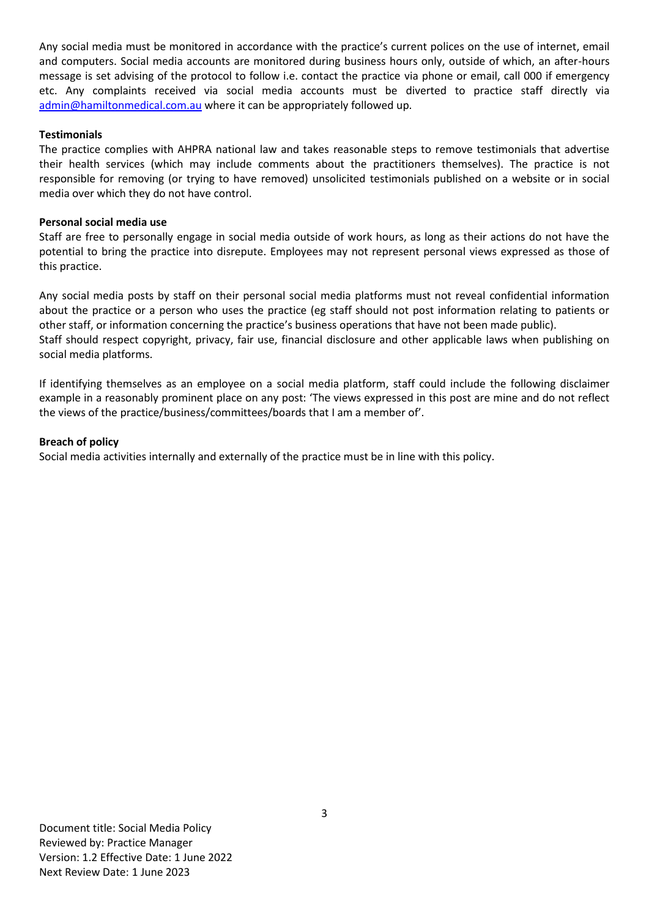Any social media must be monitored in accordance with the practice's current polices on the use of internet, email and computers. Social media accounts are monitored during business hours only, outside of which, an after-hours message is set advising of the protocol to follow i.e. contact the practice via phone or email, call 000 if emergency etc. Any complaints received via social media accounts must be diverted to practice staff directly via admin@hamiltonmedical.com.au where it can be appropriately followed up.

**Testimonials**

The practice complies with AHPRA national law and takes reasonable steps to remove testimonials that advertise their health services (which may include comments about the practitioners themselves). The practice is not responsible for removing (or trying to have removed) unsolicited testimonials published on a website or in social media over which they do not have control.

**Personal social media use**

Staff are free to personally engage in social media outside of work hours, as long as their actions do not have the potential to bring the practice into disrepute. Employees may not represent personal views expressed as those of this practice.

Any social media posts by staff on their personal social media platforms must not reveal confidential information about the practice or a person who uses the practice (eg staff should not post information relating to patients or other staff, or information concerning the practice's business operations that have not been made public).

Staff should respect copyright, privacy, fair use, financial disclosure and other applicable laws when publishing on social media platforms.

If identifying themselves as an employee on a social media platform, staff could include the following disclaimer example in a reasonably prominent place on any post: 'The views expressed in this post are mine and do not reflect the views of the practice/business/committees/boards that I am a member of'.

**Breach of policy**

Social media activities internally and externally of the practice must be in line with this policy.